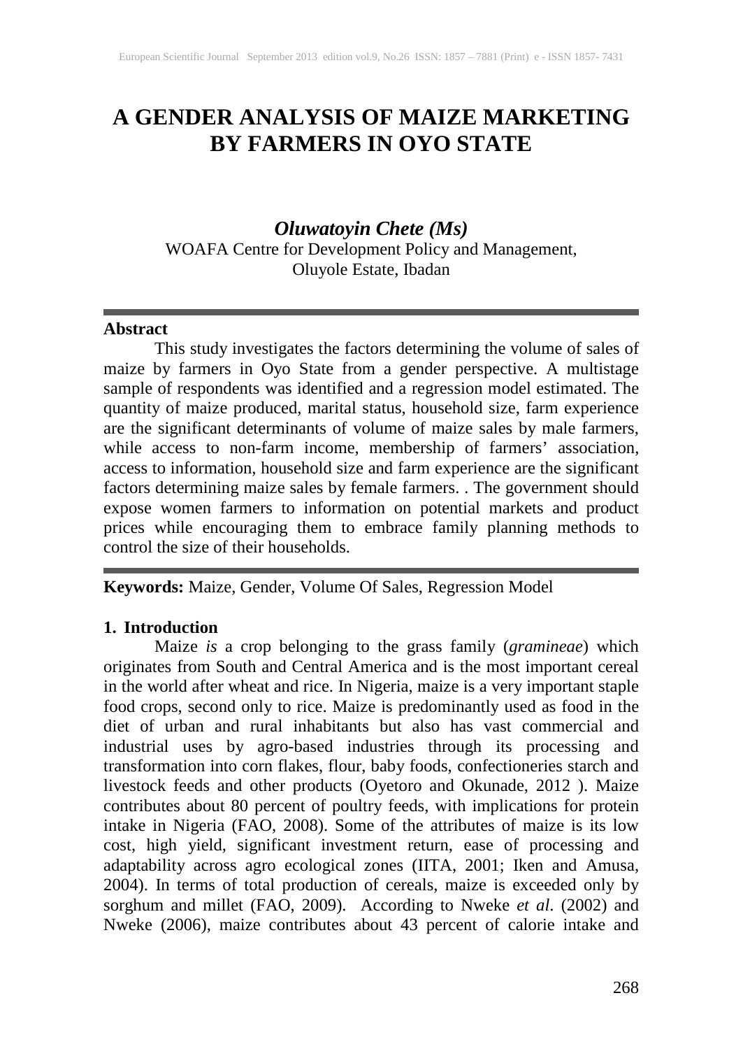# A GENDER ANALYSIS OF MAIZE MARKETING BY FARMERS IN OYO STATE

***Oluwatoyin Chete (Ms)***

WOAFA Centre for Development Policy and Management, Oluyole Estate, Ibadan

## Abstract

This study investigates the factors determining the volume of sales of maize by farmers in Oyo State from a gender perspective. A multistage sample of respondents was identified and a regression model estimated. The quantity of maize produced, marital status, household size, farm experience are the significant determinants of volume of maize sales by male farmers, while access to non-farm income, membership of farmers' association, access to information, household size and farm experience are the significant factors determining maize sales by female farmers. . The government should expose women farmers to information on potential markets and product prices while encouraging them to embrace family planning methods to control the size of their households.

**Keywords:** Maize, Gender, Volume Of Sales, Regression Model

## 1. Introduction

Maize *is* a crop belonging to the grass family (*gramineae*) which originates from South and Central America and is the most important cereal in the world after wheat and rice. In Nigeria, maize is a very important staple food crops, second only to rice. Maize is predominantly used as food in the diet of urban and rural inhabitants but also has vast commercial and industrial uses by agro-based industries through its processing and transformation into corn flakes, flour, baby foods, confectioneries starch and livestock feeds and other products (Oyetoro and Okunade, 2012 ). Maize contributes about 80 percent of poultry feeds, with implications for protein intake in Nigeria (FAO, 2008). Some of the attributes of maize is its low cost, high yield, significant investment return, ease of processing and adaptability across agro ecological zones (IITA, 2001; Iken and Amusa, 2004). In terms of total production of cereals, maize is exceeded only by sorghum and millet (FAO, 2009). According to Nweke *et al*. (2002) and Nweke (2006), maize contributes about 43 percent of calorie intake and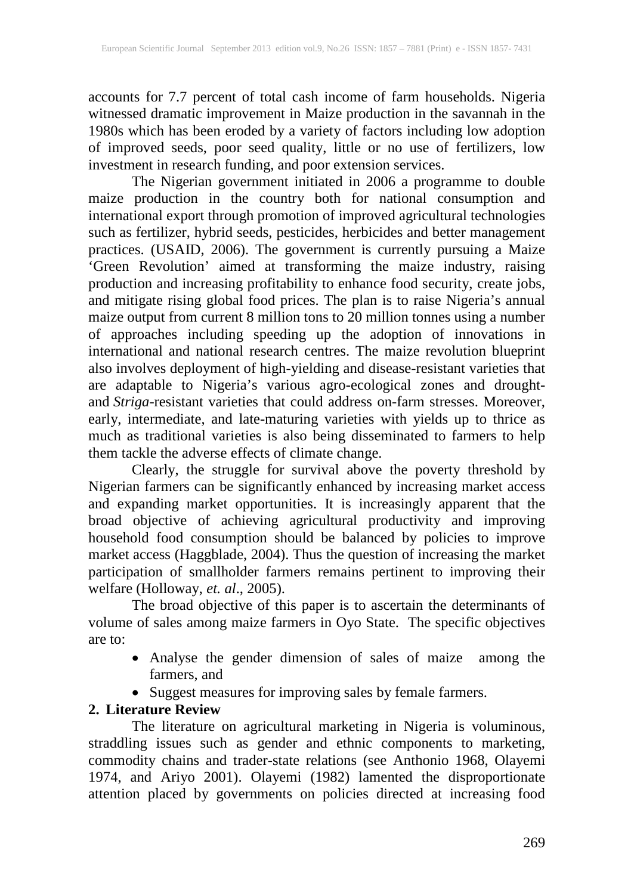accounts for 7.7 percent of total cash income of farm households. Nigeria witnessed dramatic improvement in Maize production in the savannah in the 1980s which has been eroded by a variety of factors including low adoption of improved seeds, poor seed quality, little or no use of fertilizers, low investment in research funding, and poor extension services.

The Nigerian government initiated in 2006 a programme to double maize production in the country both for national consumption and international export through promotion of improved agricultural technologies such as fertilizer, hybrid seeds, pesticides, herbicides and better management practices. (USAID, 2006). The government is currently pursuing a Maize 'Green Revolution' aimed at transforming the maize industry, raising production and increasing profitability to enhance food security, create jobs, and mitigate rising global food prices. The plan is to raise Nigeria's annual maize output from current 8 million tons to 20 million tonnes using a number of approaches including speeding up the adoption of innovations in international and national research centres. The maize revolution blueprint also involves deployment of high-yielding and disease-resistant varieties that are adaptable to Nigeria's various agro-ecological zones and drought- and *Striga*-resistant varieties that could address on-farm stresses. Moreover, early, intermediate, and late-maturing varieties with yields up to thrice as much as traditional varieties is also being disseminated to farmers to help them tackle the adverse effects of climate change.

Clearly, the struggle for survival above the poverty threshold by Nigerian farmers can be significantly enhanced by increasing market access and expanding market opportunities. It is increasingly apparent that the broad objective of achieving agricultural productivity and improving household food consumption should be balanced by policies to improve market access (Haggblade, 2004). Thus the question of increasing the market participation of smallholder farmers remains pertinent to improving their welfare (Holloway, *et. al*., 2005).

The broad objective of this paper is to ascertain the determinants of volume of sales among maize farmers in Oyo State. The specific objectives are to:

- Analyse the gender dimension of sales of maize among the farmers, and
- Suggest measures for improving sales by female farmers.

## 2. Literature Review

The literature on agricultural marketing in Nigeria is voluminous, straddling issues such as gender and ethnic components to marketing, commodity chains and trader-state relations (see Anthonio 1968, Olayemi 1974, and Ariyo 2001). Olayemi (1982) lamented the disproportionate attention placed by governments on policies directed at increasing food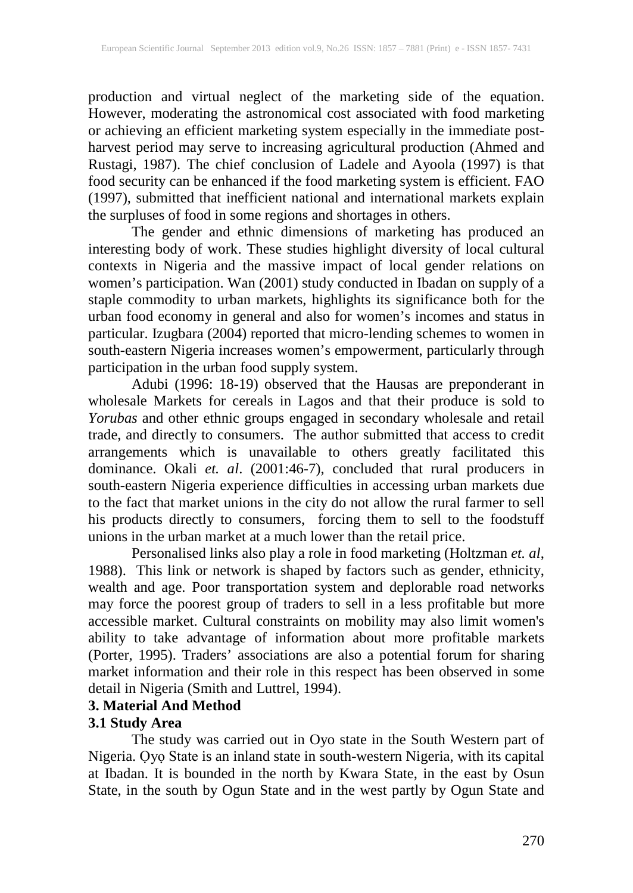production and virtual neglect of the marketing side of the equation. However, moderating the astronomical cost associated with food marketing or achieving an efficient marketing system especially in the immediate post-harvest period may serve to increasing agricultural production (Ahmed and Rustagi, 1987). The chief conclusion of Ladele and Ayoola (1997) is that food security can be enhanced if the food marketing system is efficient. FAO (1997), submitted that inefficient national and international markets explain the surpluses of food in some regions and shortages in others.

The gender and ethnic dimensions of marketing has produced an interesting body of work. These studies highlight diversity of local cultural contexts in Nigeria and the massive impact of local gender relations on women's participation. Wan (2001) study conducted in Ibadan on supply of a staple commodity to urban markets, highlights its significance both for the urban food economy in general and also for women's incomes and status in particular. Izugbara (2004) reported that micro-lending schemes to women in south-eastern Nigeria increases women's empowerment, particularly through participation in the urban food supply system.

Adubi (1996: 18-19) observed that the Hausas are preponderant in wholesale Markets for cereals in Lagos and that their produce is sold to *Yorubas* and other ethnic groups engaged in secondary wholesale and retail trade, and directly to consumers. The author submitted that access to credit arrangements which is unavailable to others greatly facilitated this dominance. Okali *et. al*. (2001:46-7), concluded that rural producers in south-eastern Nigeria experience difficulties in accessing urban markets due to the fact that market unions in the city do not allow the rural farmer to sell his products directly to consumers, forcing them to sell to the foodstuff unions in the urban market at a much lower than the retail price.

Personalised links also play a role in food marketing (Holtzman *et. al*, 1988). This link or network is shaped by factors such as gender, ethnicity, wealth and age. Poor transportation system and deplorable road networks may force the poorest group of traders to sell in a less profitable but more accessible market. Cultural constraints on mobility may also limit women's ability to take advantage of information about more profitable markets (Porter, 1995). Traders' associations are also a potential forum for sharing market information and their role in this respect has been observed in some detail in Nigeria (Smith and Luttrel, 1994).

## 3. Material And Method

### 3.1 Study Area

The study was carried out in Oyo state in the South Western part of Nigeria. Ọyọ State is an inland state in south-western Nigeria, with its capital at Ibadan. It is bounded in the north by Kwara State, in the east by Osun State, in the south by Ogun State and in the west partly by Ogun State and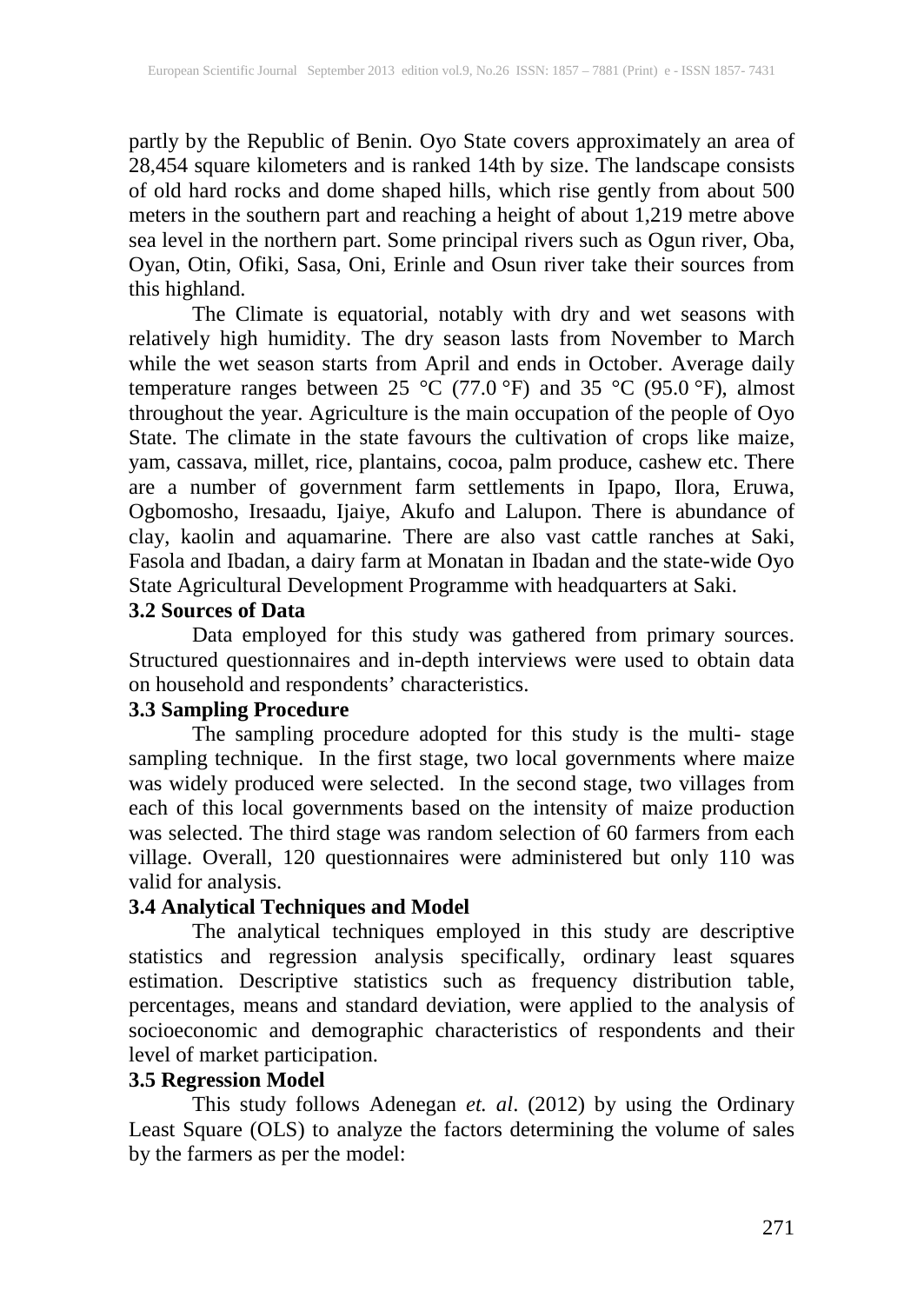partly by the Republic of Benin. Oyo State covers approximately an area of 28,454 square kilometers and is ranked 14th by size. The landscape consists of old hard rocks and dome shaped hills, which rise gently from about 500 meters in the southern part and reaching a height of about 1,219 metre above sea level in the northern part. Some principal rivers such as Ogun river, Oba, Oyan, Otin, Ofiki, Sasa, Oni, Erinle and Osun river take their sources from this highland.

The Climate is equatorial, notably with dry and wet seasons with relatively high humidity. The dry season lasts from November to March while the wet season starts from April and ends in October. Average daily temperature ranges between 25 °C (77.0 °F) and 35 °C (95.0 °F), almost throughout the year. Agriculture is the main occupation of the people of Oyo State. The climate in the state favours the cultivation of crops like maize, yam, cassava, millet, rice, plantains, cocoa, palm produce, cashew etc. There are a number of government farm settlements in Ipapo, Ilora, Eruwa, Ogbomosho, Iresaadu, Ijaiye, Akufo and Lalupon. There is abundance of clay, kaolin and aquamarine. There are also vast cattle ranches at Saki, Fasola and Ibadan, a dairy farm at Monatan in Ibadan and the state-wide Oyo State Agricultural Development Programme with headquarters at Saki.

### 3.2 Sources of Data

Data employed for this study was gathered from primary sources. Structured questionnaires and in-depth interviews were used to obtain data on household and respondents' characteristics.

### 3.3 Sampling Procedure

The sampling procedure adopted for this study is the multi- stage sampling technique. In the first stage, two local governments where maize was widely produced were selected. In the second stage, two villages from each of this local governments based on the intensity of maize production was selected. The third stage was random selection of 60 farmers from each village. Overall, 120 questionnaires were administered but only 110 was valid for analysis.

### 3.4 Analytical Techniques and Model

The analytical techniques employed in this study are descriptive statistics and regression analysis specifically, ordinary least squares estimation. Descriptive statistics such as frequency distribution table, percentages, means and standard deviation, were applied to the analysis of socioeconomic and demographic characteristics of respondents and their level of market participation.

### 3.5 Regression Model

This study follows Adenegan *et. al*. (2012) by using the Ordinary Least Square (OLS) to analyze the factors determining the volume of sales by the farmers as per the model: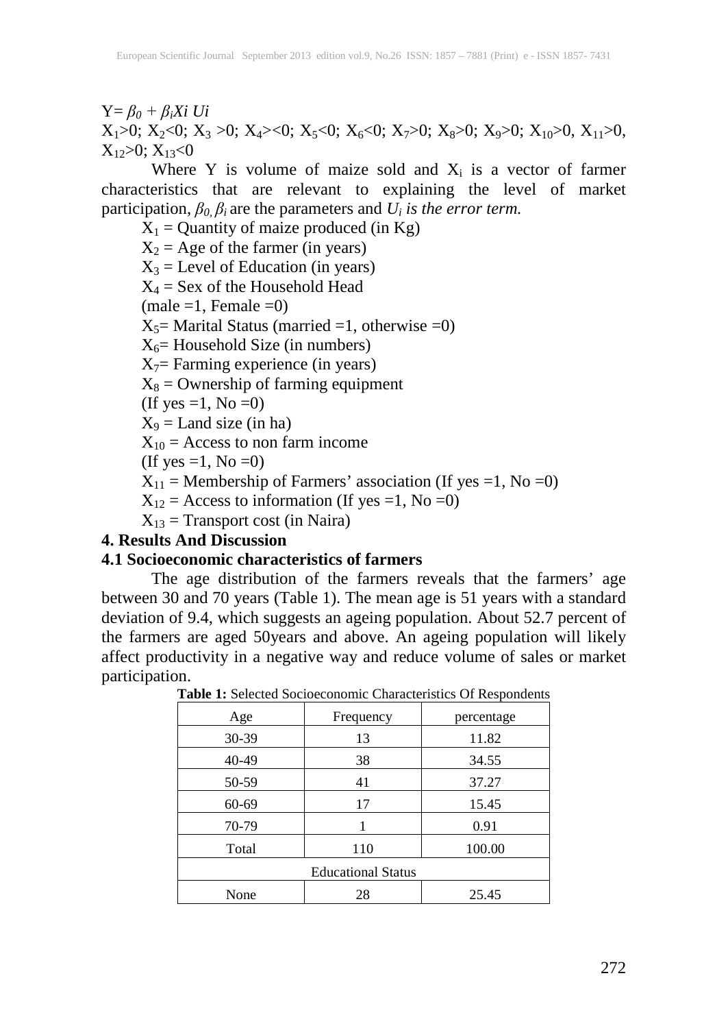$Y = \beta_0 + \beta_i Xi\ Ui$

$X_1>0$; $X_2<0$; $X_3>0$; $X_4><0$; $X_5<0$; $X_6<0$; $X_7>0$; $X_8>0$; $X_9>0$; $X_{10}>0$, $X_{11}>0$, $X_{12}>0$; $X_{13}<0$

Where Y is volume of maize sold and $X_i$ is a vector of farmer characteristics that are relevant to explaining the level of market participation, $\beta_0, \beta_i$ are the parameters and $U_i$ *is the error term.*

$X_1$ = Quantity of maize produced (in Kg)

$X_2$ = Age of the farmer (in years)

$X_3$ = Level of Education (in years)

$X_4$ = Sex of the Household Head (male =1, Female =0)

$X_5$= Marital Status (married =1, otherwise =0)

$X_6$= Household Size (in numbers)

$X_7$= Farming experience (in years)

$X_8$ = Ownership of farming equipment (If yes =1, No =0)

$X_9$ = Land size (in ha)

$X_{10}$ = Access to non farm income (If yes =1, No =0)

$X_{11}$ = Membership of Farmers' association (If yes =1, No =0)

$X_{12}$ = Access to information (If yes =1, No =0)

$X_{13}$ = Transport cost (in Naira)

## 4. Results And Discussion

### 4.1 Socioeconomic characteristics of farmers

The age distribution of the farmers reveals that the farmers' age between 30 and 70 years (Table 1). The mean age is 51 years with a standard deviation of 9.4, which suggests an ageing population. About 52.7 percent of the farmers are aged 50years and above. An ageing population will likely affect productivity in a negative way and reduce volume of sales or market participation.

**Table 1:** Selected Socioeconomic Characteristics Of Respondents

| Age | Frequency | percentage |
|---|---|---|
| 30-39 | 13 | 11.82 |
| 40-49 | 38 | 34.55 |
| 50-59 | 41 | 37.27 |
| 60-69 | 17 | 15.45 |
| 70-79 | 1 | 0.91 |
| Total | 110 | 100.00 |
| Educational Status | | |
| None | 28 | 25.45 |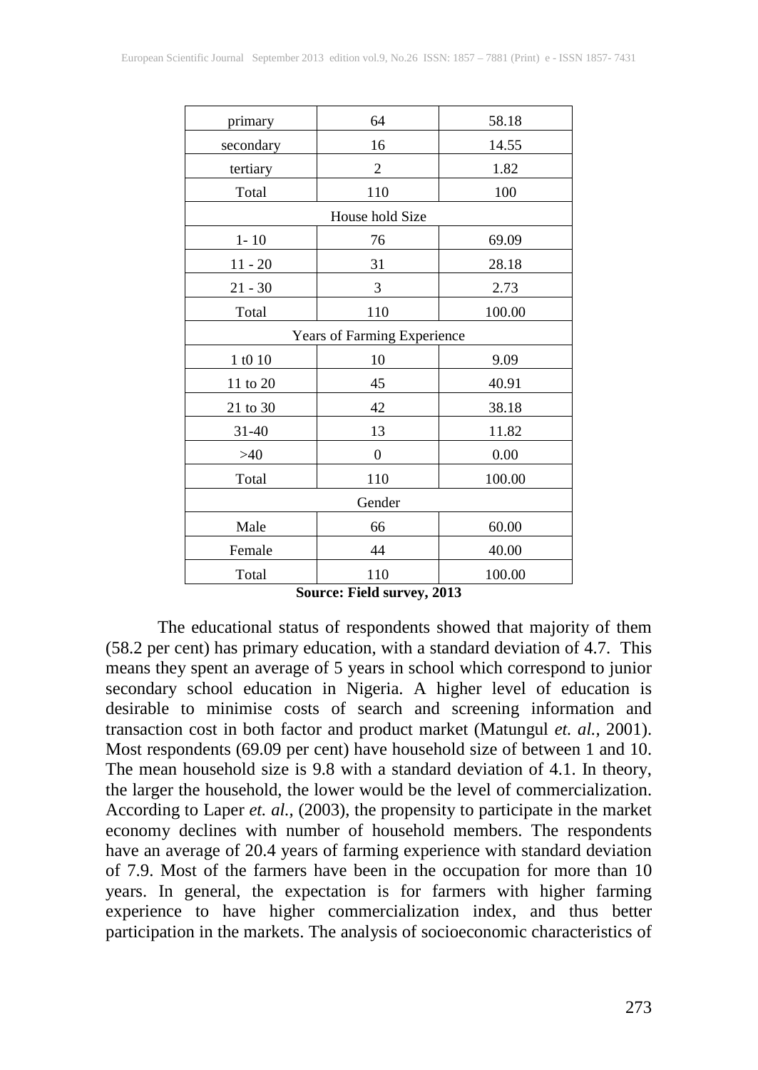| primary | 64 | 58.18 |
| --- | --- | --- |
| secondary | 16 | 14.55 |
| tertiary | 2 | 1.82 |
| Total | 110 | 100 |
| House hold Size | | |
| 1- 10 | 76 | 69.09 |
| 11 - 20 | 31 | 28.18 |
| 21 - 30 | 3 | 2.73 |
| Total | 110 | 100.00 |
| Years of Farming Experience | | |
| 1 t0 10 | 10 | 9.09 |
| 11 to 20 | 45 | 40.91 |
| 21 to 30 | 42 | 38.18 |
| 31-40 | 13 | 11.82 |
| >40 | 0 | 0.00 |
| Total | 110 | 100.00 |
| Gender | | |
| Male | 66 | 60.00 |
| Female | 44 | 40.00 |
| Total | 110 | 100.00 |

**Source: Field survey, 2013**

The educational status of respondents showed that majority of them (58.2 per cent) has primary education, with a standard deviation of 4.7. This means they spent an average of 5 years in school which correspond to junior secondary school education in Nigeria. A higher level of education is desirable to minimise costs of search and screening information and transaction cost in both factor and product market (Matungul *et. al.*, 2001). Most respondents (69.09 per cent) have household size of between 1 and 10. The mean household size is 9.8 with a standard deviation of 4.1. In theory, the larger the household, the lower would be the level of commercialization. According to Laper *et. al.*, (2003), the propensity to participate in the market economy declines with number of household members. The respondents have an average of 20.4 years of farming experience with standard deviation of 7.9. Most of the farmers have been in the occupation for more than 10 years. In general, the expectation is for farmers with higher farming experience to have higher commercialization index, and thus better participation in the markets. The analysis of socioeconomic characteristics of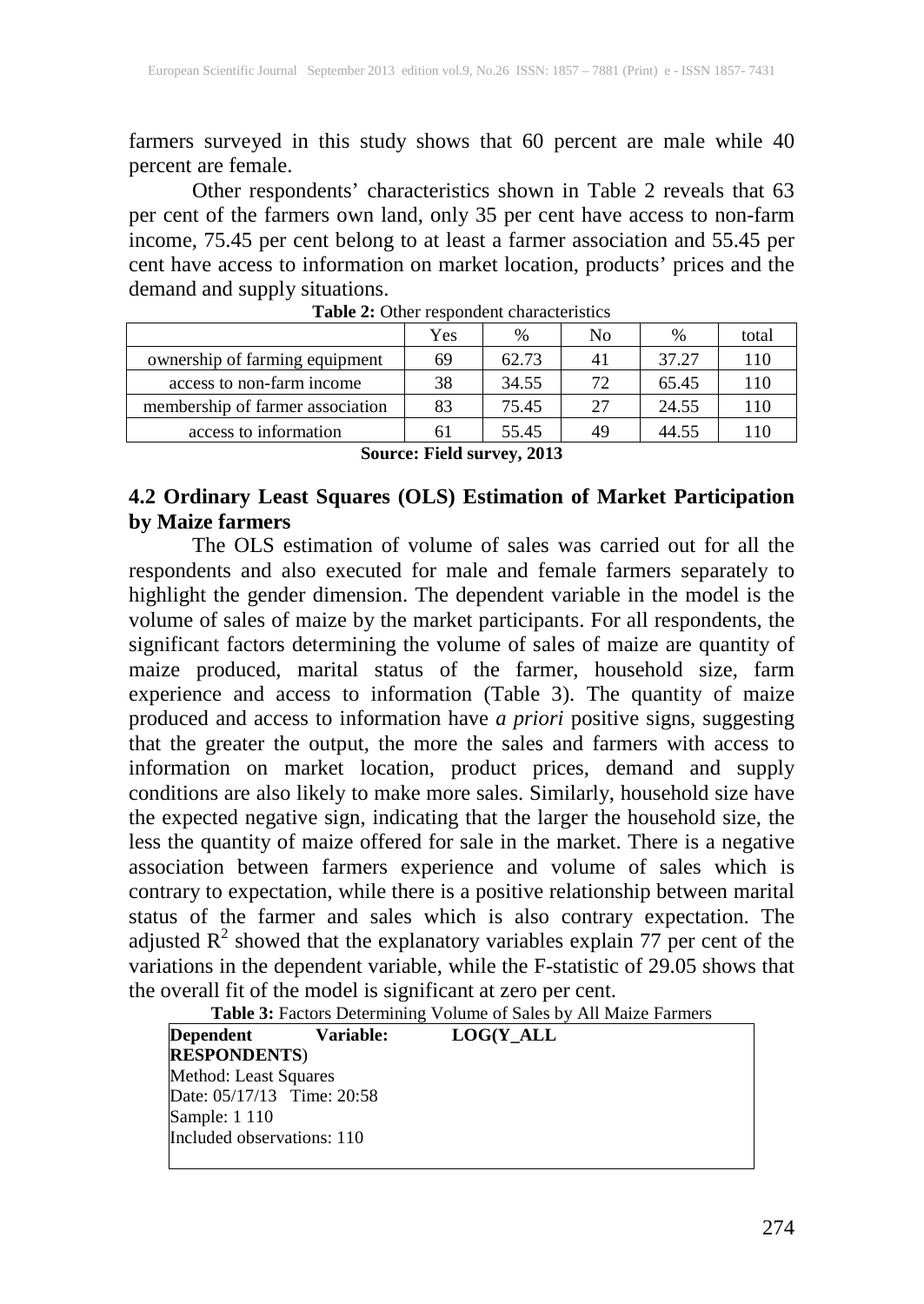farmers surveyed in this study shows that 60 percent are male while 40 percent are female.

Other respondents' characteristics shown in Table 2 reveals that 63 per cent of the farmers own land, only 35 per cent have access to non-farm income, 75.45 per cent belong to at least a farmer association and 55.45 per cent have access to information on market location, products' prices and the demand and supply situations.

**Table 2:** Other respondent characteristics

| | Yes | % | No | % | total |
|---|---|---|---|---|---|
| ownership of farming equipment | 69 | 62.73 | 41 | 37.27 | 110 |
| access to non-farm income | 38 | 34.55 | 72 | 65.45 | 110 |
| membership of farmer association | 83 | 75.45 | 27 | 24.55 | 110 |
| access to information | 61 | 55.45 | 49 | 44.55 | 110 |

**Source: Field survey, 2013**

### 4.2 Ordinary Least Squares (OLS) Estimation of Market Participation by Maize farmers

The OLS estimation of volume of sales was carried out for all the respondents and also executed for male and female farmers separately to highlight the gender dimension. The dependent variable in the model is the volume of sales of maize by the market participants. For all respondents, the significant factors determining the volume of sales of maize are quantity of maize produced, marital status of the farmer, household size, farm experience and access to information (Table 3). The quantity of maize produced and access to information have *a priori* positive signs, suggesting that the greater the output, the more the sales and farmers with access to information on market location, product prices, demand and supply conditions are also likely to make more sales. Similarly, household size have the expected negative sign, indicating that the larger the household size, the less the quantity of maize offered for sale in the market. There is a negative association between farmers experience and volume of sales which is contrary to expectation, while there is a positive relationship between marital status of the farmer and sales which is also contrary expectation. The adjusted $R^2$ showed that the explanatory variables explain 77 per cent of the variations in the dependent variable, while the F-statistic of 29.05 shows that the overall fit of the model is significant at zero per cent.

**Table 3:** Factors Determining Volume of Sales by All Maize Farmers

**Dependent Variable: LOG(Y_ALL RESPONDENTS)**
Method: Least Squares
Date: 05/17/13 Time: 20:58
Sample: 1 110
Included observations: 110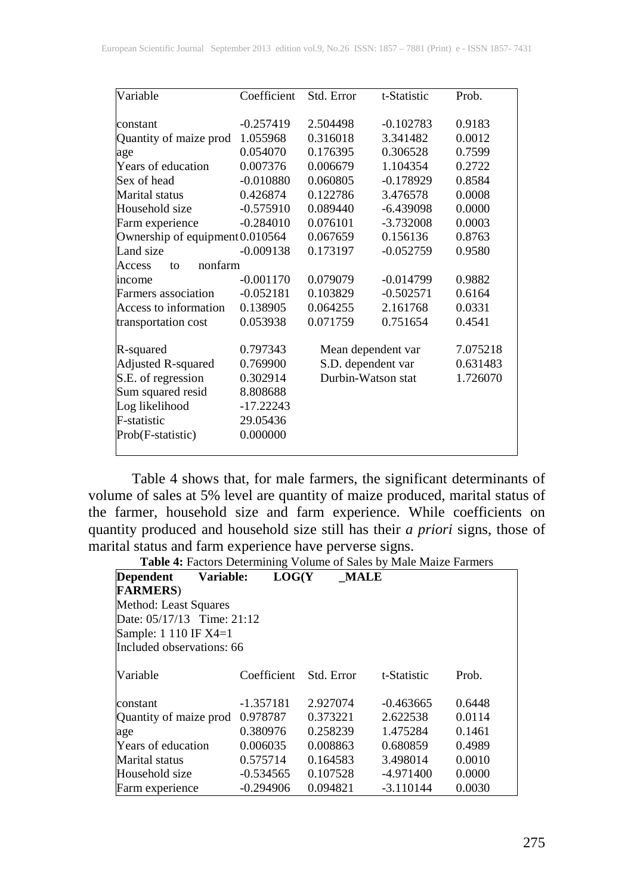| Variable | Coefficient | Std. Error | t-Statistic | Prob. |
|---|---|---|---|---|
| constant | -0.257419 | 2.504498 | -0.102783 | 0.9183 |
| Quantity of maize prod | 1.055968 | 0.316018 | 3.341482 | 0.0012 |
| age | 0.054070 | 0.176395 | 0.306528 | 0.7599 |
| Years of education | 0.007376 | 0.006679 | 1.104354 | 0.2722 |
| Sex of head | -0.010880 | 0.060805 | -0.178929 | 0.8584 |
| Marital status | 0.426874 | 0.122786 | 3.476578 | 0.0008 |
| Household size | -0.575910 | 0.089440 | -6.439098 | 0.0000 |
| Farm experience | -0.284010 | 0.076101 | -3.732008 | 0.0003 |
| Ownership of equipment | 0.010564 | 0.067659 | 0.156136 | 0.8763 |
| Land size | -0.009138 | 0.173197 | -0.052759 | 0.9580 |
| Access to nonfarm income | -0.001170 | 0.079079 | -0.014799 | 0.9882 |
| Farmers association | -0.052181 | 0.103829 | -0.502571 | 0.6164 |
| Access to information | 0.138905 | 0.064255 | 2.161768 | 0.0331 |
| transportation cost | 0.053938 | 0.071759 | 0.751654 | 0.4541 |
| | | | | |
| R-squared | 0.797343 | Mean dependent var | | 7.075218 |
| Adjusted R-squared | 0.769900 | S.D. dependent var | | 0.631483 |
| S.E. of regression | 0.302914 | Durbin-Watson stat | | 1.726070 |
| Sum squared resid | 8.808688 | | | |
| Log likelihood | -17.22243 | | | |
| F-statistic | 29.05436 | | | |
| Prob(F-statistic) | 0.000000 | | | |

Table 4 shows that, for male farmers, the significant determinants of volume of sales at 5% level are quantity of maize produced, marital status of the farmer, household size and farm experience. While coefficients on quantity produced and household size still has their *a priori* signs, those of marital status and farm experience have perverse signs.

**Table 4:** Factors Determining Volume of Sales by Male Maize Farmers

**Dependent Variable: LOG(Y _MALE FARMERS)**
Method: Least Squares
Date: 05/17/13 Time: 21:12
Sample: 1 110 IF X4=1
Included observations: 66

| Variable | Coefficient | Std. Error | t-Statistic | Prob. |
|---|---|---|---|---|
| constant | -1.357181 | 2.927074 | -0.463665 | 0.6448 |
| Quantity of maize prod | 0.978787 | 0.373221 | 2.622538 | 0.0114 |
| age | 0.380976 | 0.258239 | 1.475284 | 0.1461 |
| Years of education | 0.006035 | 0.008863 | 0.680859 | 0.4989 |
| Marital status | 0.575714 | 0.164583 | 3.498014 | 0.0010 |
| Household size | -0.534565 | 0.107528 | -4.971400 | 0.0000 |
| Farm experience | -0.294906 | 0.094821 | -3.110144 | 0.0030 |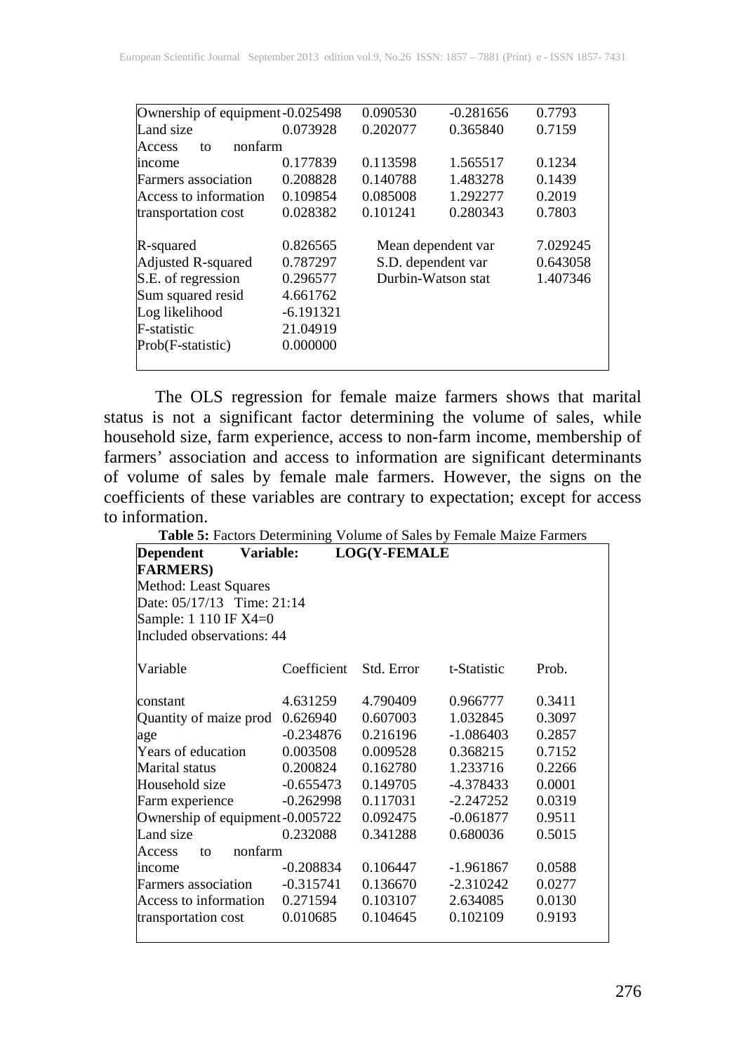| | | | | |
|---|---|---|---|---|
| Ownership of equipment | -0.025498 | 0.090530 | -0.281656 | 0.7793 |
| Land size | 0.073928 | 0.202077 | 0.365840 | 0.7159 |
| Access to nonfarm income | 0.177839 | 0.113598 | 1.565517 | 0.1234 |
| Farmers association | 0.208828 | 0.140788 | 1.483278 | 0.1439 |
| Access to information | 0.109854 | 0.085008 | 1.292277 | 0.2019 |
| transportation cost | 0.028382 | 0.101241 | 0.280343 | 0.7803 |
| R-squared | 0.826565 | Mean dependent var | | 7.029245 |
| Adjusted R-squared | 0.787297 | S.D. dependent var | | 0.643058 |
| S.E. of regression | 0.296577 | Durbin-Watson stat | | 1.407346 |
| Sum squared resid | 4.661762 | | | |
| Log likelihood | -6.191321 | | | |
| F-statistic | 21.04919 | | | |
| Prob(F-statistic) | 0.000000 | | | |

The OLS regression for female maize farmers shows that marital status is not a significant factor determining the volume of sales, while household size, farm experience, access to non-farm income, membership of farmers' association and access to information are significant determinants of volume of sales by female male farmers. However, the signs on the coefficients of these variables are contrary to expectation; except for access to information.

**Table 5:** Factors Determining Volume of Sales by Female Maize Farmers

**Dependent Variable: LOG(Y-FEMALE FARMERS)**
Method: Least Squares
Date: 05/17/13 Time: 21:14
Sample: 1 110 IF X4=0
Included observations: 44

| Variable | Coefficient | Std. Error | t-Statistic | Prob. |
|---|---|---|---|---|
| constant | 4.631259 | 4.790409 | 0.966777 | 0.3411 |
| Quantity of maize prod | 0.626940 | 0.607003 | 1.032845 | 0.3097 |
| age | -0.234876 | 0.216196 | -1.086403 | 0.2857 |
| Years of education | 0.003508 | 0.009528 | 0.368215 | 0.7152 |
| Marital status | 0.200824 | 0.162780 | 1.233716 | 0.2266 |
| Household size | -0.655473 | 0.149705 | -4.378433 | 0.0001 |
| Farm experience | -0.262998 | 0.117031 | -2.247252 | 0.0319 |
| Ownership of equipment | -0.005722 | 0.092475 | -0.061877 | 0.9511 |
| Land size | 0.232088 | 0.341288 | 0.680036 | 0.5015 |
| Access to nonfarm income | -0.208834 | 0.106447 | -1.961867 | 0.0588 |
| Farmers association | -0.315741 | 0.136670 | -2.310242 | 0.0277 |
| Access to information | 0.271594 | 0.103107 | 2.634085 | 0.0130 |
| transportation cost | 0.010685 | 0.104645 | 0.102109 | 0.9193 |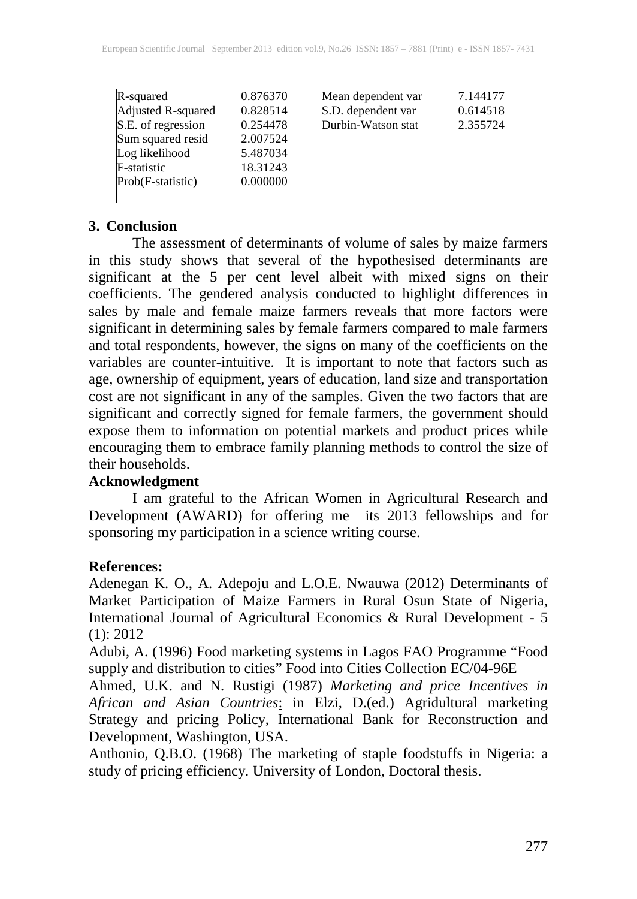| R-squared | 0.876370 | Mean dependent var | 7.144177 |
|---|---|---|---|
| Adjusted R-squared | 0.828514 | S.D. dependent var | 0.614518 |
| S.E. of regression | 0.254478 | Durbin-Watson stat | 2.355724 |
| Sum squared resid | 2.007524 | | |
| Log likelihood | 5.487034 | | |
| F-statistic | 18.31243 | | |
| Prob(F-statistic) | 0.000000 | | |

## 3. Conclusion

The assessment of determinants of volume of sales by maize farmers in this study shows that several of the hypothesised determinants are significant at the 5 per cent level albeit with mixed signs on their coefficients. The gendered analysis conducted to highlight differences in sales by male and female maize farmers reveals that more factors were significant in determining sales by female farmers compared to male farmers and total respondents, however, the signs on many of the coefficients on the variables are counter-intuitive. It is important to note that factors such as age, ownership of equipment, years of education, land size and transportation cost are not significant in any of the samples. Given the two factors that are significant and correctly signed for female farmers, the government should expose them to information on potential markets and product prices while encouraging them to embrace family planning methods to control the size of their households.

**Acknowledgment**

I am grateful to the African Women in Agricultural Research and Development (AWARD) for offering me its 2013 fellowships and for sponsoring my participation in a science writing course.

**References:**

Adenegan K. O., A. Adepoju and L.O.E. Nwauwa (2012) Determinants of Market Participation of Maize Farmers in Rural Osun State of Nigeria, International Journal of Agricultural Economics & Rural Development - 5 (1): 2012

Adubi, A. (1996) Food marketing systems in Lagos FAO Programme "Food supply and distribution to cities" Food into Cities Collection EC/04-96E

Ahmed, U.K. and N. Rustigi (1987) *Marketing and price Incentives in African and Asian Countries*: in Elzi, D.(ed.) Agridultural marketing Strategy and pricing Policy, International Bank for Reconstruction and Development, Washington, USA.

Anthonio, Q.B.O. (1968) The marketing of staple foodstuffs in Nigeria: a study of pricing efficiency. University of London, Doctoral thesis.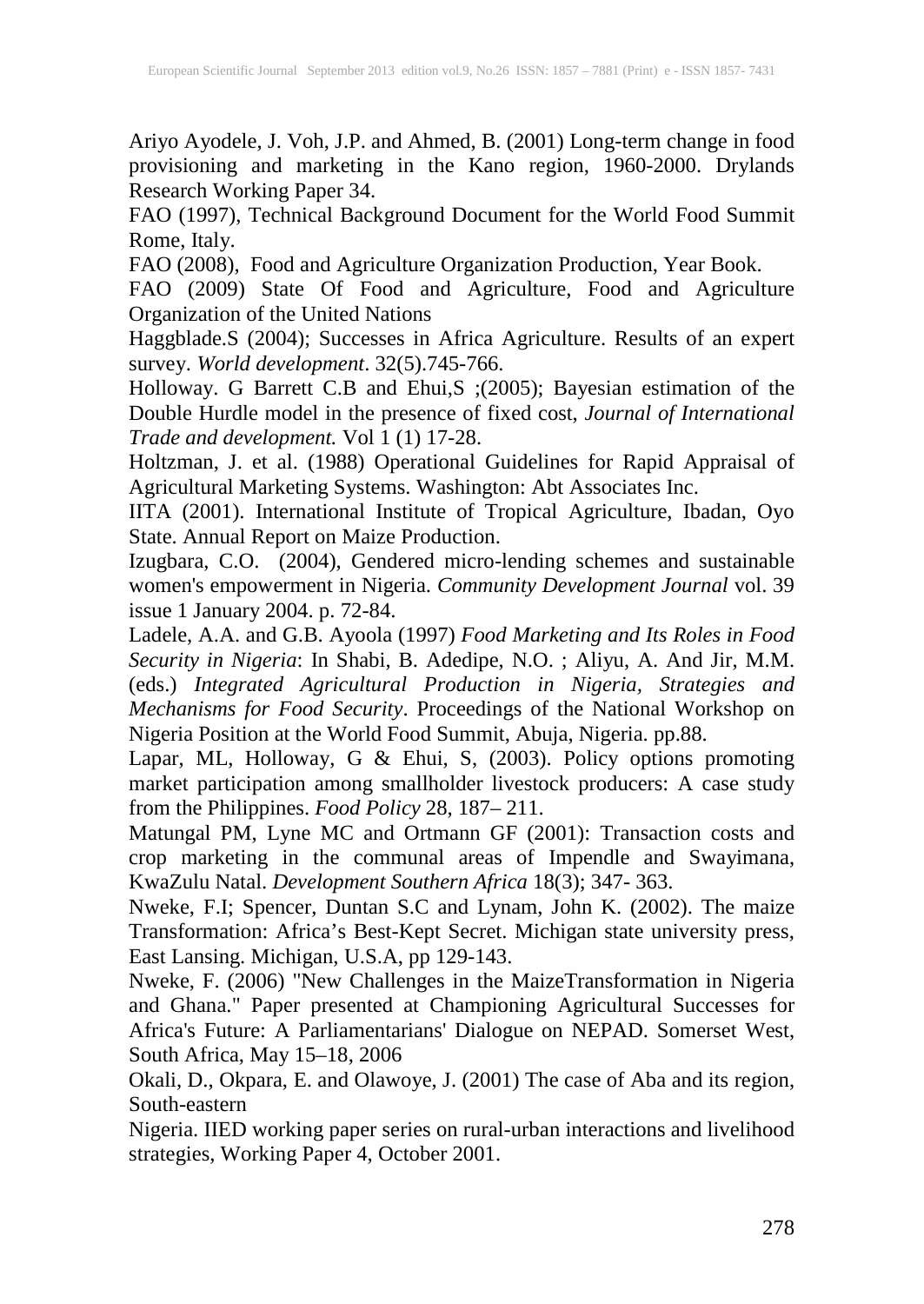Ariyo Ayodele, J. Voh, J.P. and Ahmed, B. (2001) Long-term change in food provisioning and marketing in the Kano region, 1960-2000. Drylands Research Working Paper 34.

FAO (1997), Technical Background Document for the World Food Summit Rome, Italy.

FAO (2008), Food and Agriculture Organization Production, Year Book.

FAO (2009) State Of Food and Agriculture, Food and Agriculture Organization of the United Nations

Haggblade.S (2004); Successes in Africa Agriculture. Results of an expert survey. *World development*. 32(5).745-766.

Holloway. G Barrett C.B and Ehui,S ;(2005); Bayesian estimation of the Double Hurdle model in the presence of fixed cost, *Journal of International Trade and development.* Vol 1 (1) 17-28.

Holtzman, J. et al. (1988) Operational Guidelines for Rapid Appraisal of Agricultural Marketing Systems. Washington: Abt Associates Inc.

IITA (2001). International Institute of Tropical Agriculture, Ibadan, Oyo State. Annual Report on Maize Production.

Izugbara, C.O. (2004), Gendered micro-lending schemes and sustainable women's empowerment in Nigeria. *Community Development Journal* vol. 39 issue 1 January 2004. p. 72-84.

Ladele, A.A. and G.B. Ayoola (1997) *Food Marketing and Its Roles in Food Security in Nigeria*: In Shabi, B. Adedipe, N.O. ; Aliyu, A. And Jir, M.M. (eds.) *Integrated Agricultural Production in Nigeria, Strategies and Mechanisms for Food Security*. Proceedings of the National Workshop on Nigeria Position at the World Food Summit, Abuja, Nigeria. pp.88.

Lapar, ML, Holloway, G & Ehui, S, (2003). Policy options promoting market participation among smallholder livestock producers: A case study from the Philippines. *Food Policy* 28, 187– 211.

Matungal PM, Lyne MC and Ortmann GF (2001): Transaction costs and crop marketing in the communal areas of Impendle and Swayimana, KwaZulu Natal. *Development Southern Africa* 18(3); 347- 363.

Nweke, F.I; Spencer, Duntan S.C and Lynam, John K. (2002). The maize Transformation: Africa's Best-Kept Secret. Michigan state university press, East Lansing. Michigan, U.S.A, pp 129-143.

Nweke, F. (2006) "New Challenges in the MaizeTransformation in Nigeria and Ghana." Paper presented at Championing Agricultural Successes for Africa's Future: A Parliamentarians' Dialogue on NEPAD. Somerset West, South Africa, May 15–18, 2006

Okali, D., Okpara, E. and Olawoye, J. (2001) The case of Aba and its region, South-eastern Nigeria. IIED working paper series on rural-urban interactions and livelihood strategies, Working Paper 4, October 2001.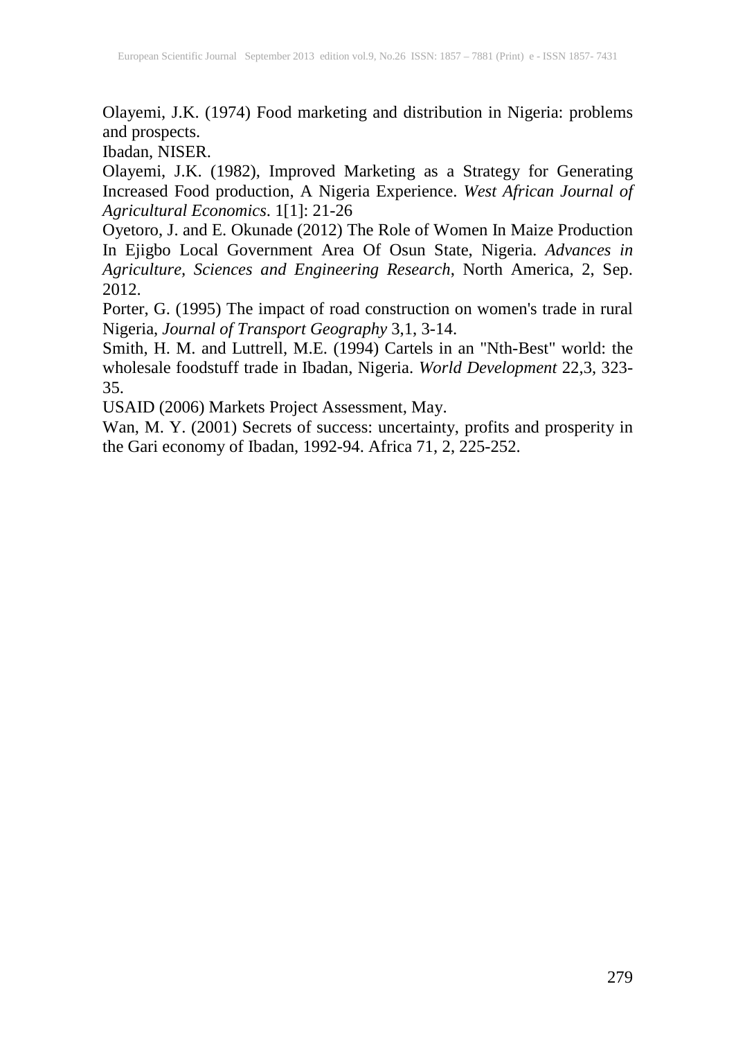Olayemi, J.K. (1974) Food marketing and distribution in Nigeria: problems and prospects.
Ibadan, NISER.

Olayemi, J.K. (1982), Improved Marketing as a Strategy for Generating Increased Food production, A Nigeria Experience. *West African Journal of Agricultural Economics*. 1[1]: 21-26

Oyetoro, J. and E. Okunade (2012) The Role of Women In Maize Production In Ejigbo Local Government Area Of Osun State, Nigeria. *Advances in Agriculture, Sciences and Engineering Research*, North America, 2, Sep. 2012.

Porter, G. (1995) The impact of road construction on women's trade in rural Nigeria, *Journal of Transport Geography* 3,1, 3-14.

Smith, H. M. and Luttrell, M.E. (1994) Cartels in an "Nth-Best" world: the wholesale foodstuff trade in Ibadan, Nigeria. *World Development* 22,3, 323-35.

USAID (2006) Markets Project Assessment, May.

Wan, M. Y. (2001) Secrets of success: uncertainty, profits and prosperity in the Gari economy of Ibadan, 1992-94. Africa 71, 2, 225-252.